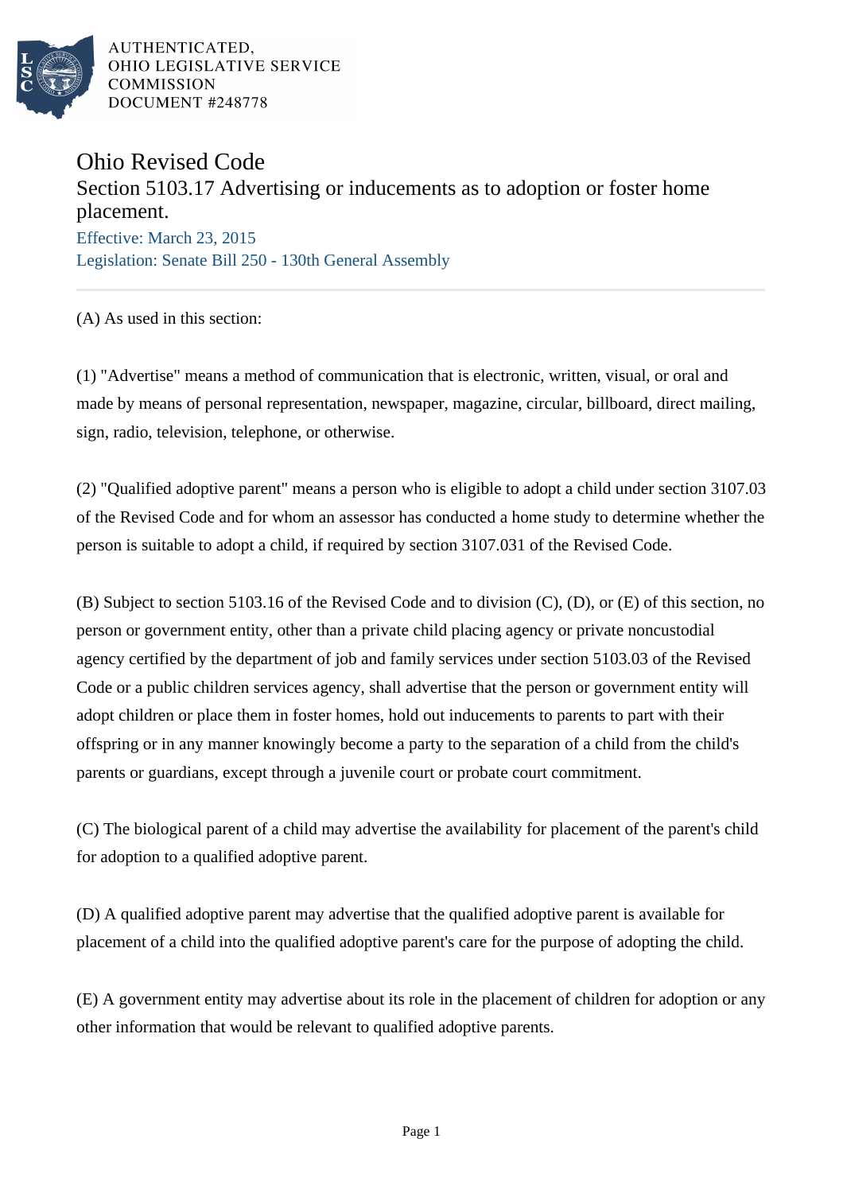AUTHENTICATED,
OHIO LEGISLATIVE SERVICE
COMMISSION
DOCUMENT #248778

# Ohio Revised Code

## Section 5103.17 Advertising or inducements as to adoption or foster home placement.

Effective: March 23, 2015
Legislation: Senate Bill 250 - 130th General Assembly

---

(A) As used in this section:

(1) "Advertise" means a method of communication that is electronic, written, visual, or oral and made by means of personal representation, newspaper, magazine, circular, billboard, direct mailing, sign, radio, television, telephone, or otherwise.

(2) "Qualified adoptive parent" means a person who is eligible to adopt a child under section 3107.03 of the Revised Code and for whom an assessor has conducted a home study to determine whether the person is suitable to adopt a child, if required by section 3107.031 of the Revised Code.

(B) Subject to section 5103.16 of the Revised Code and to division (C), (D), or (E) of this section, no person or government entity, other than a private child placing agency or private noncustodial agency certified by the department of job and family services under section 5103.03 of the Revised Code or a public children services agency, shall advertise that the person or government entity will adopt children or place them in foster homes, hold out inducements to parents to part with their offspring or in any manner knowingly become a party to the separation of a child from the child's parents or guardians, except through a juvenile court or probate court commitment.

(C) The biological parent of a child may advertise the availability for placement of the parent's child for adoption to a qualified adoptive parent.

(D) A qualified adoptive parent may advertise that the qualified adoptive parent is available for placement of a child into the qualified adoptive parent's care for the purpose of adopting the child.

(E) A government entity may advertise about its role in the placement of children for adoption or any other information that would be relevant to qualified adoptive parents.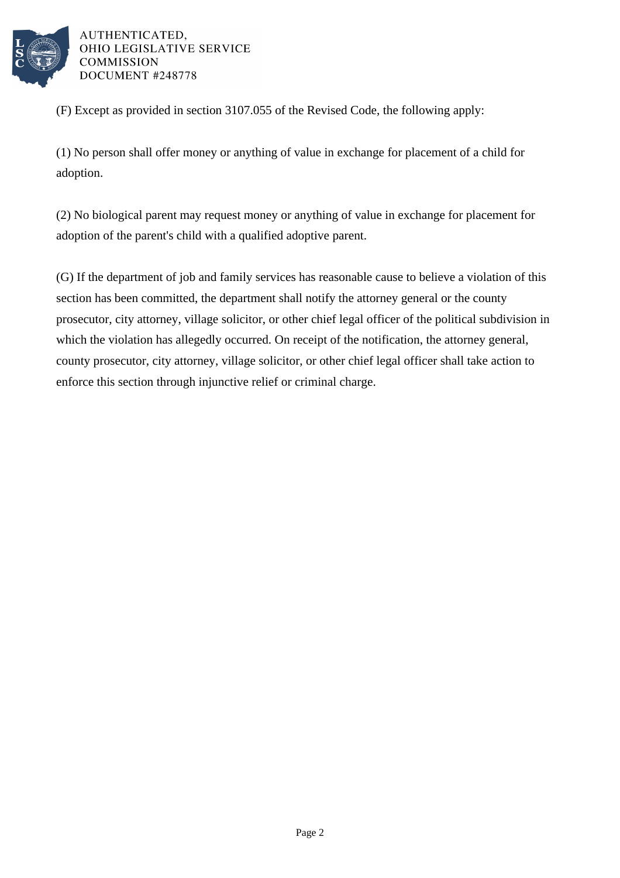(F) Except as provided in section 3107.055 of the Revised Code, the following apply:

(1) No person shall offer money or anything of value in exchange for placement of a child for adoption.

(2) No biological parent may request money or anything of value in exchange for placement for adoption of the parent's child with a qualified adoptive parent.

(G) If the department of job and family services has reasonable cause to believe a violation of this section has been committed, the department shall notify the attorney general or the county prosecutor, city attorney, village solicitor, or other chief legal officer of the political subdivision in which the violation has allegedly occurred. On receipt of the notification, the attorney general, county prosecutor, city attorney, village solicitor, or other chief legal officer shall take action to enforce this section through injunctive relief or criminal charge.